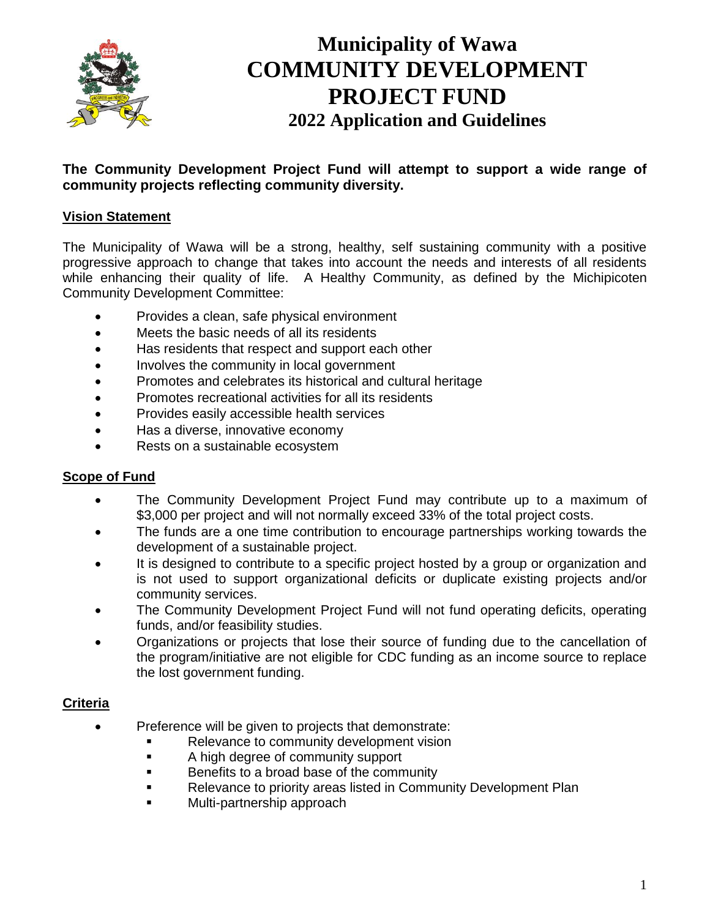# Municipality of Wawa
# COMMUNITY DEVELOPMENT PROJECT FUND
## 2022 Application and Guidelines

**The Community Development Project Fund will attempt to support a wide range of community projects reflecting community diversity.**

### Vision Statement

The Municipality of Wawa will be a strong, healthy, self sustaining community with a positive progressive approach to change that takes into account the needs and interests of all residents while enhancing their quality of life. A Healthy Community, as defined by the Michipicoten Community Development Committee:

- Provides a clean, safe physical environment
- Meets the basic needs of all its residents
- Has residents that respect and support each other
- Involves the community in local government
- Promotes and celebrates its historical and cultural heritage
- Promotes recreational activities for all its residents
- Provides easily accessible health services
- Has a diverse, innovative economy
- Rests on a sustainable ecosystem

### Scope of Fund

- The Community Development Project Fund may contribute up to a maximum of $3,000 per project and will not normally exceed 33% of the total project costs.
- The funds are a one time contribution to encourage partnerships working towards the development of a sustainable project.
- It is designed to contribute to a specific project hosted by a group or organization and is not used to support organizational deficits or duplicate existing projects and/or community services.
- The Community Development Project Fund will not fund operating deficits, operating funds, and/or feasibility studies.
- Organizations or projects that lose their source of funding due to the cancellation of the program/initiative are not eligible for CDC funding as an income source to replace the lost government funding.

### Criteria

- Preference will be given to projects that demonstrate:
  - Relevance to community development vision
  - A high degree of community support
  - Benefits to a broad base of the community
  - Relevance to priority areas listed in Community Development Plan
  - Multi-partnership approach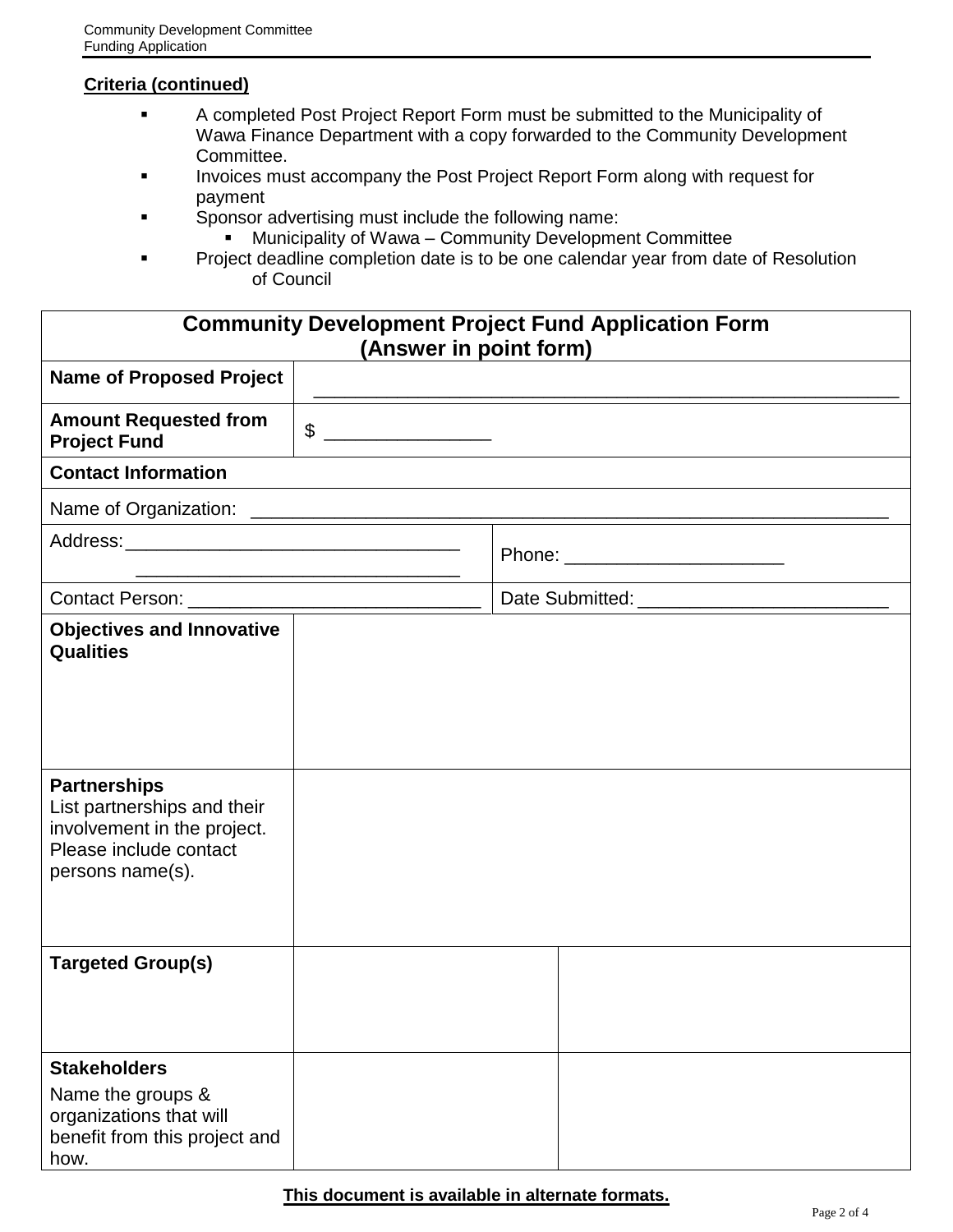**Criteria (continued)**

- A completed Post Project Report Form must be submitted to the Municipality of Wawa Finance Department with a copy forwarded to the Community Development Committee.
- Invoices must accompany the Post Project Report Form along with request for payment
- Sponsor advertising must include the following name:
  - Municipality of Wawa – Community Development Committee
- Project deadline completion date is to be one calendar year from date of Resolution of Council

| Community Development Project Fund Application Form (Answer in point form) | | |
|---|---|---|
| **Name of Proposed Project** | ______________________________ | |
| **Amount Requested from Project Fund** | $ ________________ | |
| **Contact Information** | | |
| Name of Organization: ______________________________ | | |
| Address: ______________________________ ______________________________ | | Phone: ____________________ |
| Contact Person: ____________________________ | | Date Submitted: ________________________ |
| **Objectives and Innovative Qualities** | | |
| **Partnerships** List partnerships and their involvement in the project. Please include contact persons name(s). | | |
| **Targeted Group(s)** | | |
| **Stakeholders** Name the groups & organizations that will benefit from this project and how. | | |

**This document is available in alternate formats.**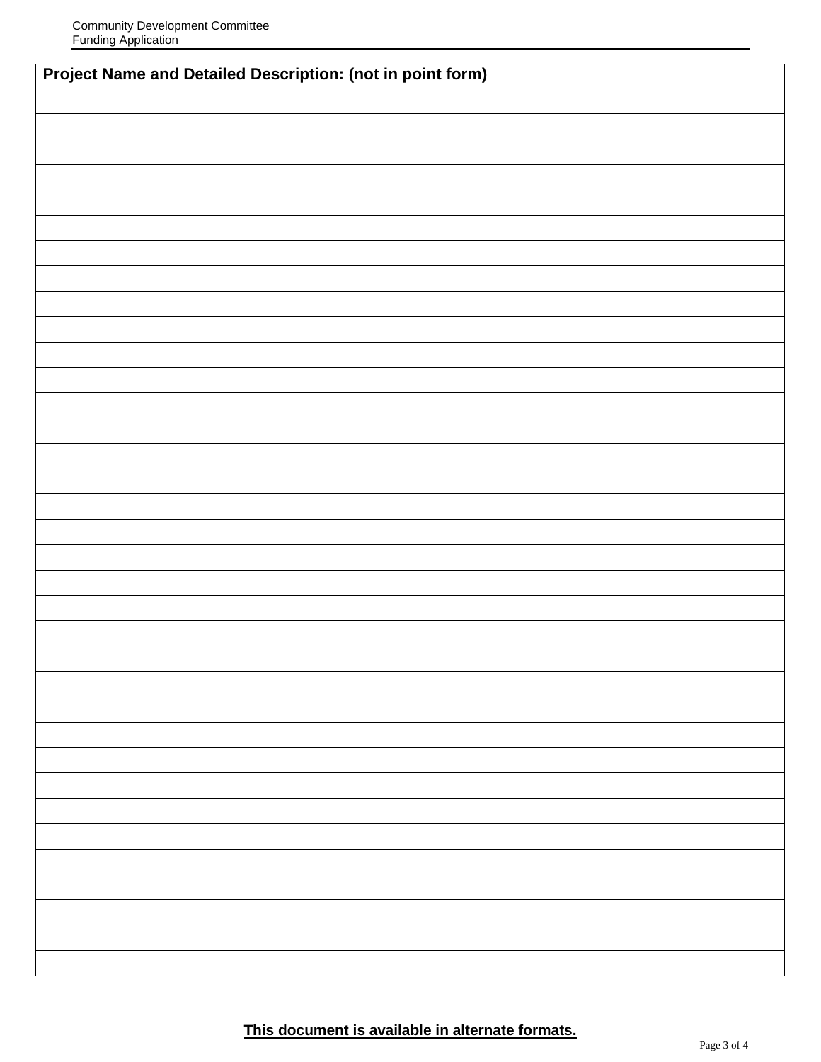| Project Name and Detailed Description: (not in point form) |
|---|
| |
| |
| |
| |
| |
| |
| |
| |
| |
| |
| |
| |
| |
| |
| |
| |
| |
| |
| |
| |
| |
| |
| |
| |
| |
| |
| |
| |
| |
| |
| |
| |
| |
| |
| |

**<u>This document is available in alternate formats.</u>**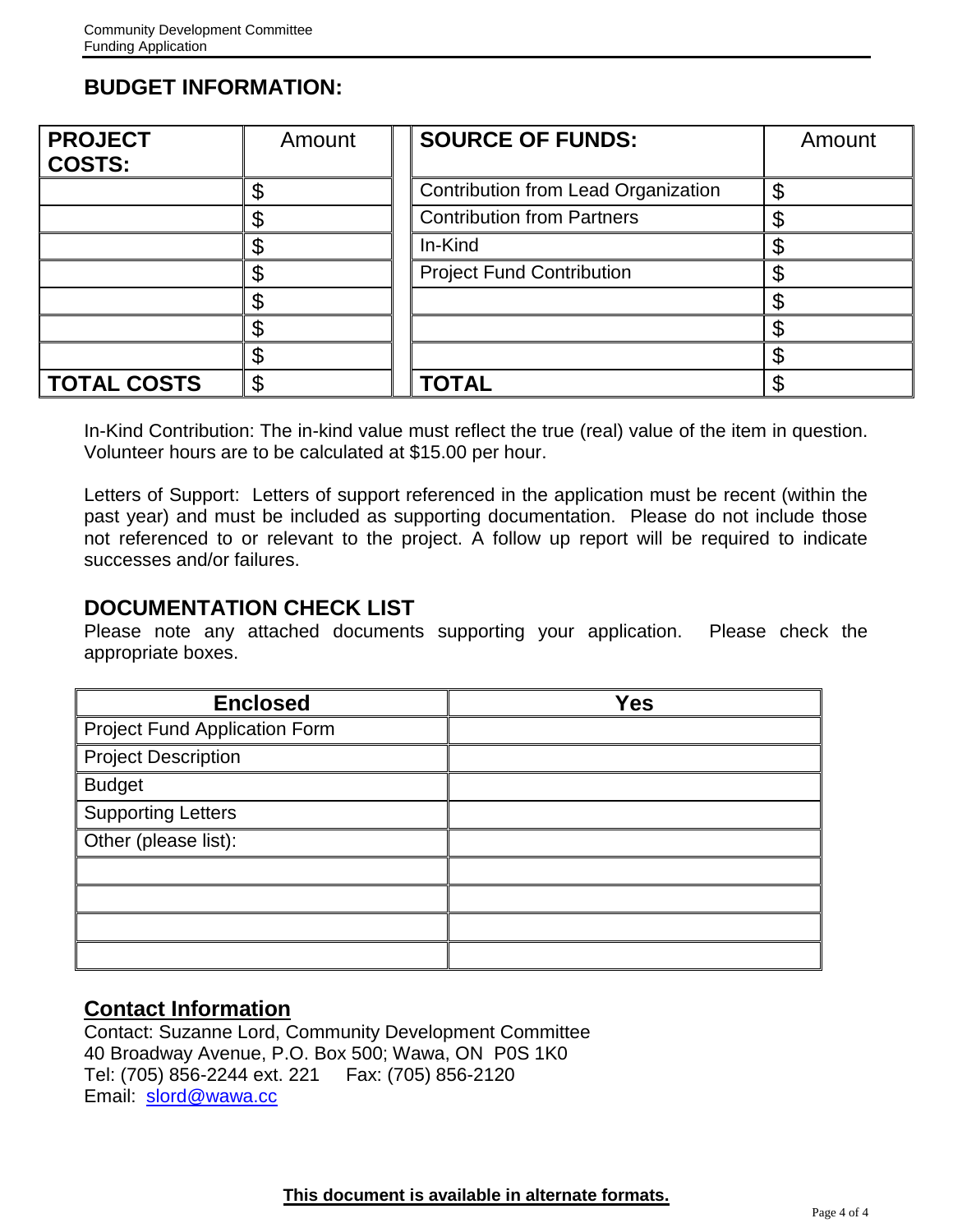## BUDGET INFORMATION:

| PROJECT COSTS: | Amount | | SOURCE OF FUNDS: | Amount |
|---|---|---|---|---|
| | $ | | Contribution from Lead Organization | $ |
| | $ | | Contribution from Partners | $ |
| | $ | | In-Kind | $ |
| | $ | | Project Fund Contribution | $ |
| | $ | | | $ |
| | $ | | | $ |
| | $ | | | $ |
| **TOTAL COSTS** | $ | | **TOTAL** | $ |

In-Kind Contribution: The in-kind value must reflect the true (real) value of the item in question. Volunteer hours are to be calculated at $15.00 per hour.

Letters of Support: Letters of support referenced in the application must be recent (within the past year) and must be included as supporting documentation. Please do not include those not referenced to or relevant to the project. A follow up report will be required to indicate successes and/or failures.

## DOCUMENTATION CHECK LIST

Please note any attached documents supporting your application. Please check the appropriate boxes.

| Enclosed | Yes |
|---|---|
| Project Fund Application Form | |
| Project Description | |
| Budget | |
| Supporting Letters | |
| Other (please list): | |
| | |
| | |
| | |
| | |

## Contact Information

Contact: Suzanne Lord, Community Development Committee
40 Broadway Avenue, P.O. Box 500; Wawa, ON P0S 1K0
Tel: (705) 856-2244 ext. 221 Fax: (705) 856-2120
Email: slord@wawa.cc

**This document is available in alternate formats.**